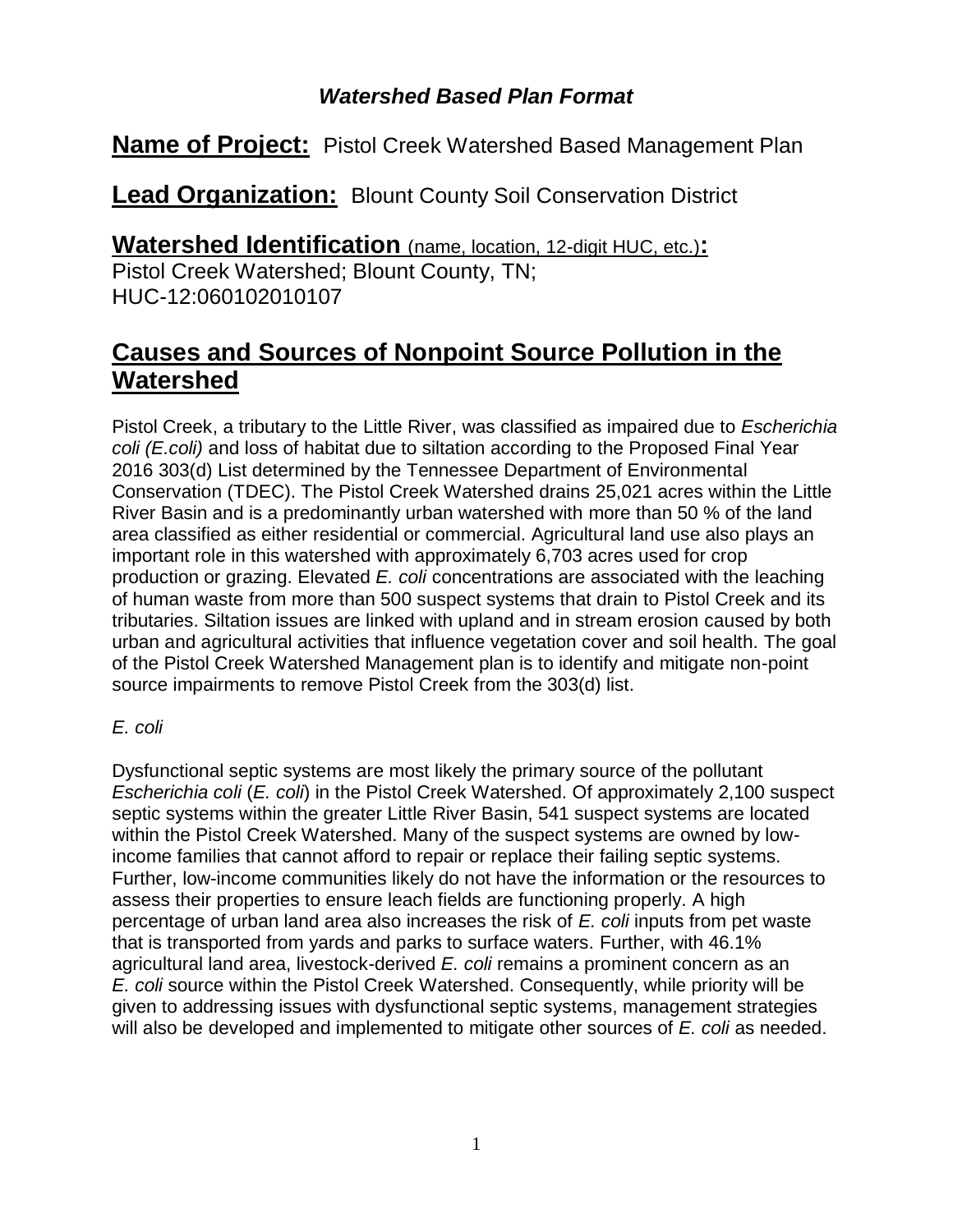***Watershed Based Plan Format***

**Name of Project:** Pistol Creek Watershed Based Management Plan

**Lead Organization:** Blount County Soil Conservation District

**Watershed Identification** (name, location, 12-digit HUC, etc.)**:**
Pistol Creek Watershed; Blount County, TN;
HUC-12:060102010107

## Causes and Sources of Nonpoint Source Pollution in the Watershed

Pistol Creek, a tributary to the Little River, was classified as impaired due to *Escherichia coli (E.coli)* and loss of habitat due to siltation according to the Proposed Final Year 2016 303(d) List determined by the Tennessee Department of Environmental Conservation (TDEC). The Pistol Creek Watershed drains 25,021 acres within the Little River Basin and is a predominantly urban watershed with more than 50 % of the land area classified as either residential or commercial. Agricultural land use also plays an important role in this watershed with approximately 6,703 acres used for crop production or grazing. Elevated *E. coli* concentrations are associated with the leaching of human waste from more than 500 suspect systems that drain to Pistol Creek and its tributaries. Siltation issues are linked with upland and in stream erosion caused by both urban and agricultural activities that influence vegetation cover and soil health. The goal of the Pistol Creek Watershed Management plan is to identify and mitigate non-point source impairments to remove Pistol Creek from the 303(d) list.

*E. coli*

Dysfunctional septic systems are most likely the primary source of the pollutant *Escherichia coli* (*E. coli*) in the Pistol Creek Watershed. Of approximately 2,100 suspect septic systems within the greater Little River Basin, 541 suspect systems are located within the Pistol Creek Watershed. Many of the suspect systems are owned by low-income families that cannot afford to repair or replace their failing septic systems. Further, low-income communities likely do not have the information or the resources to assess their properties to ensure leach fields are functioning properly. A high percentage of urban land area also increases the risk of *E. coli* inputs from pet waste that is transported from yards and parks to surface waters. Further, with 46.1% agricultural land area, livestock-derived *E. coli* remains a prominent concern as an *E. coli* source within the Pistol Creek Watershed. Consequently, while priority will be given to addressing issues with dysfunctional septic systems, management strategies will also be developed and implemented to mitigate other sources of *E. coli* as needed.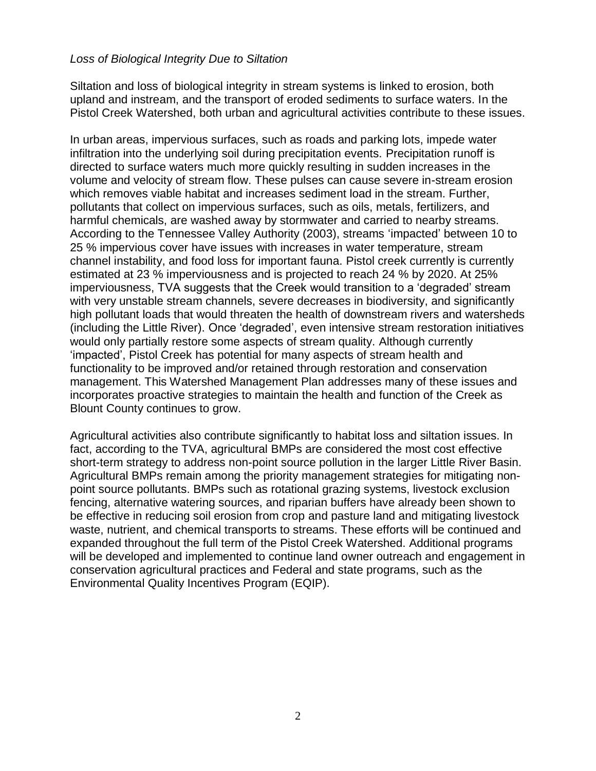*Loss of Biological Integrity Due to Siltation*

Siltation and loss of biological integrity in stream systems is linked to erosion, both upland and instream, and the transport of eroded sediments to surface waters. In the Pistol Creek Watershed, both urban and agricultural activities contribute to these issues.

In urban areas, impervious surfaces, such as roads and parking lots, impede water infiltration into the underlying soil during precipitation events. Precipitation runoff is directed to surface waters much more quickly resulting in sudden increases in the volume and velocity of stream flow. These pulses can cause severe in-stream erosion which removes viable habitat and increases sediment load in the stream. Further, pollutants that collect on impervious surfaces, such as oils, metals, fertilizers, and harmful chemicals, are washed away by stormwater and carried to nearby streams. According to the Tennessee Valley Authority (2003), streams 'impacted' between 10 to 25 % impervious cover have issues with increases in water temperature, stream channel instability, and food loss for important fauna. Pistol creek currently is currently estimated at 23 % imperviousness and is projected to reach 24 % by 2020. At 25% imperviousness, TVA suggests that the Creek would transition to a 'degraded' stream with very unstable stream channels, severe decreases in biodiversity, and significantly high pollutant loads that would threaten the health of downstream rivers and watersheds (including the Little River). Once 'degraded', even intensive stream restoration initiatives would only partially restore some aspects of stream quality. Although currently 'impacted', Pistol Creek has potential for many aspects of stream health and functionality to be improved and/or retained through restoration and conservation management. This Watershed Management Plan addresses many of these issues and incorporates proactive strategies to maintain the health and function of the Creek as Blount County continues to grow.

Agricultural activities also contribute significantly to habitat loss and siltation issues. In fact, according to the TVA, agricultural BMPs are considered the most cost effective short-term strategy to address non-point source pollution in the larger Little River Basin. Agricultural BMPs remain among the priority management strategies for mitigating non-point source pollutants. BMPs such as rotational grazing systems, livestock exclusion fencing, alternative watering sources, and riparian buffers have already been shown to be effective in reducing soil erosion from crop and pasture land and mitigating livestock waste, nutrient, and chemical transports to streams. These efforts will be continued and expanded throughout the full term of the Pistol Creek Watershed. Additional programs will be developed and implemented to continue land owner outreach and engagement in conservation agricultural practices and Federal and state programs, such as the Environmental Quality Incentives Program (EQIP).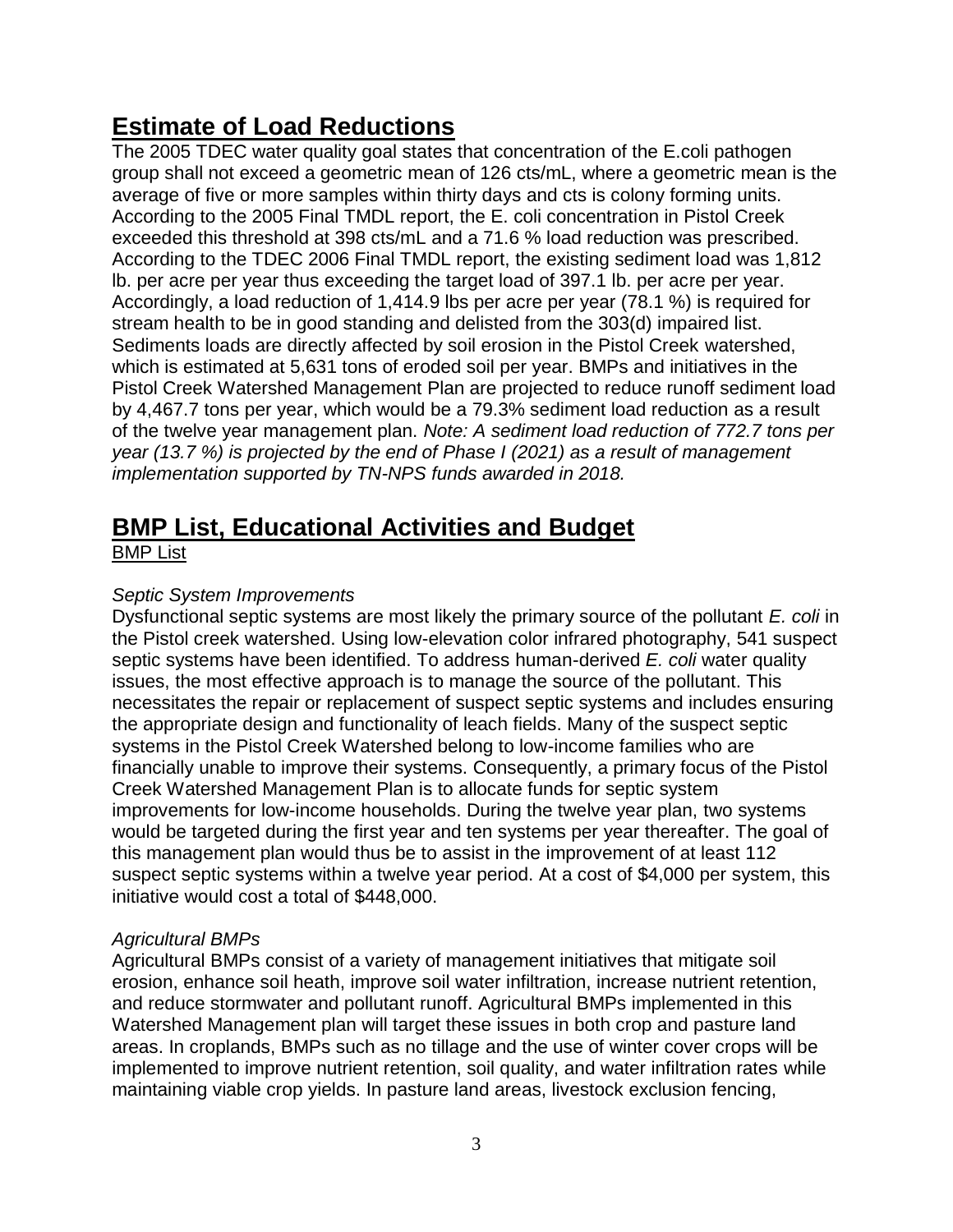## Estimate of Load Reductions

The 2005 TDEC water quality goal states that concentration of the E.coli pathogen group shall not exceed a geometric mean of 126 cts/mL, where a geometric mean is the average of five or more samples within thirty days and cts is colony forming units. According to the 2005 Final TMDL report, the E. coli concentration in Pistol Creek exceeded this threshold at 398 cts/mL and a 71.6 % load reduction was prescribed. According to the TDEC 2006 Final TMDL report, the existing sediment load was 1,812 lb. per acre per year thus exceeding the target load of 397.1 lb. per acre per year. Accordingly, a load reduction of 1,414.9 lbs per acre per year (78.1 %) is required for stream health to be in good standing and delisted from the 303(d) impaired list. Sediments loads are directly affected by soil erosion in the Pistol Creek watershed, which is estimated at 5,631 tons of eroded soil per year. BMPs and initiatives in the Pistol Creek Watershed Management Plan are projected to reduce runoff sediment load by 4,467.7 tons per year, which would be a 79.3% sediment load reduction as a result of the twelve year management plan. *Note: A sediment load reduction of 772.7 tons per year (13.7 %) is projected by the end of Phase I (2021) as a result of management implementation supported by TN-NPS funds awarded in 2018.*

## BMP List, Educational Activities and Budget

BMP List

*Septic System Improvements*

Dysfunctional septic systems are most likely the primary source of the pollutant *E. coli* in the Pistol creek watershed. Using low-elevation color infrared photography, 541 suspect septic systems have been identified. To address human-derived *E. coli* water quality issues, the most effective approach is to manage the source of the pollutant. This necessitates the repair or replacement of suspect septic systems and includes ensuring the appropriate design and functionality of leach fields. Many of the suspect septic systems in the Pistol Creek Watershed belong to low-income families who are financially unable to improve their systems. Consequently, a primary focus of the Pistol Creek Watershed Management Plan is to allocate funds for septic system improvements for low-income households. During the twelve year plan, two systems would be targeted during the first year and ten systems per year thereafter. The goal of this management plan would thus be to assist in the improvement of at least 112 suspect septic systems within a twelve year period. At a cost of $4,000 per system, this initiative would cost a total of $448,000.

*Agricultural BMPs*

Agricultural BMPs consist of a variety of management initiatives that mitigate soil erosion, enhance soil heath, improve soil water infiltration, increase nutrient retention, and reduce stormwater and pollutant runoff. Agricultural BMPs implemented in this Watershed Management plan will target these issues in both crop and pasture land areas. In croplands, BMPs such as no tillage and the use of winter cover crops will be implemented to improve nutrient retention, soil quality, and water infiltration rates while maintaining viable crop yields. In pasture land areas, livestock exclusion fencing,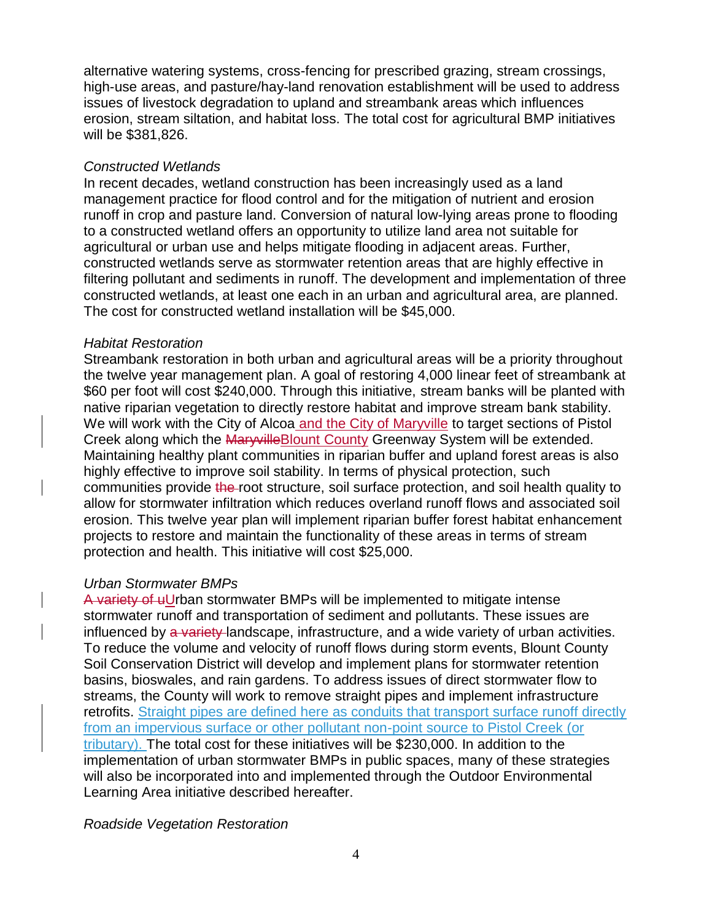alternative watering systems, cross-fencing for prescribed grazing, stream crossings, high-use areas, and pasture/hay-land renovation establishment will be used to address issues of livestock degradation to upland and streambank areas which influences erosion, stream siltation, and habitat loss. The total cost for agricultural BMP initiatives will be $381,826.

*Constructed Wetlands*

In recent decades, wetland construction has been increasingly used as a land management practice for flood control and for the mitigation of nutrient and erosion runoff in crop and pasture land. Conversion of natural low-lying areas prone to flooding to a constructed wetland offers an opportunity to utilize land area not suitable for agricultural or urban use and helps mitigate flooding in adjacent areas. Further, constructed wetlands serve as stormwater retention areas that are highly effective in filtering pollutant and sediments in runoff. The development and implementation of three constructed wetlands, at least one each in an urban and agricultural area, are planned. The cost for constructed wetland installation will be $45,000.

*Habitat Restoration*

Streambank restoration in both urban and agricultural areas will be a priority throughout the twelve year management plan. A goal of restoring 4,000 linear feet of streambank at $60 per foot will cost $240,000. Through this initiative, stream banks will be planted with native riparian vegetation to directly restore habitat and improve stream bank stability. We will work with the City of Alcoa and the City of Maryville to target sections of Pistol Creek along which the ~~Maryville~~Blount County Greenway System will be extended. Maintaining healthy plant communities in riparian buffer and upland forest areas is also highly effective to improve soil stability. In terms of physical protection, such communities provide ~~the~~ root structure, soil surface protection, and soil health quality to allow for stormwater infiltration which reduces overland runoff flows and associated soil erosion. This twelve year plan will implement riparian buffer forest habitat enhancement projects to restore and maintain the functionality of these areas in terms of stream protection and health. This initiative will cost $25,000.

*Urban Stormwater BMPs*

~~A variety of u~~Urban stormwater BMPs will be implemented to mitigate intense stormwater runoff and transportation of sediment and pollutants. These issues are influenced by ~~a variety~~ landscape, infrastructure, and a wide variety of urban activities. To reduce the volume and velocity of runoff flows during storm events, Blount County Soil Conservation District will develop and implement plans for stormwater retention basins, bioswales, and rain gardens. To address issues of direct stormwater flow to streams, the County will work to remove straight pipes and implement infrastructure retrofits. Straight pipes are defined here as conduits that transport surface runoff directly from an impervious surface or other pollutant non-point source to Pistol Creek (or tributary). The total cost for these initiatives will be $230,000. In addition to the implementation of urban stormwater BMPs in public spaces, many of these strategies will also be incorporated into and implemented through the Outdoor Environmental Learning Area initiative described hereafter.

*Roadside Vegetation Restoration*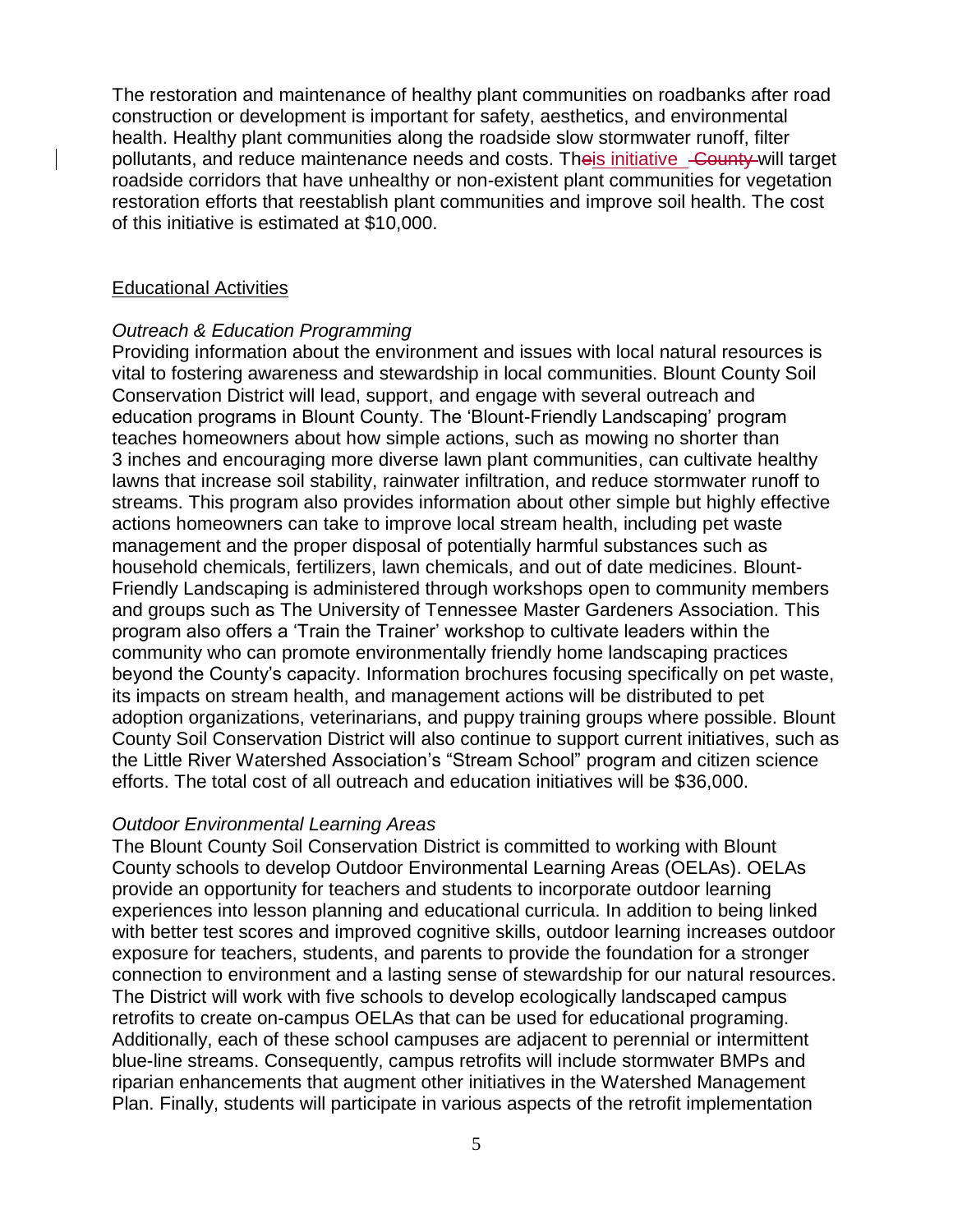The restoration and maintenance of healthy plant communities on roadbanks after road construction or development is important for safety, aesthetics, and environmental health. Healthy plant communities along the roadside slow stormwater runoff, filter pollutants, and reduce maintenance needs and costs. Th~~e~~is initiative ~~County~~ will target roadside corridors that have unhealthy or non-existent plant communities for vegetation restoration efforts that reestablish plant communities and improve soil health. The cost of this initiative is estimated at $10,000.

## Educational Activities

### *Outreach & Education Programming*

Providing information about the environment and issues with local natural resources is vital to fostering awareness and stewardship in local communities. Blount County Soil Conservation District will lead, support, and engage with several outreach and education programs in Blount County. The 'Blount-Friendly Landscaping' program teaches homeowners about how simple actions, such as mowing no shorter than 3 inches and encouraging more diverse lawn plant communities, can cultivate healthy lawns that increase soil stability, rainwater infiltration, and reduce stormwater runoff to streams. This program also provides information about other simple but highly effective actions homeowners can take to improve local stream health, including pet waste management and the proper disposal of potentially harmful substances such as household chemicals, fertilizers, lawn chemicals, and out of date medicines. Blount-Friendly Landscaping is administered through workshops open to community members and groups such as The University of Tennessee Master Gardeners Association. This program also offers a 'Train the Trainer' workshop to cultivate leaders within the community who can promote environmentally friendly home landscaping practices beyond the County's capacity. Information brochures focusing specifically on pet waste, its impacts on stream health, and management actions will be distributed to pet adoption organizations, veterinarians, and puppy training groups where possible. Blount County Soil Conservation District will also continue to support current initiatives, such as the Little River Watershed Association's "Stream School" program and citizen science efforts. The total cost of all outreach and education initiatives will be $36,000.

### *Outdoor Environmental Learning Areas*

The Blount County Soil Conservation District is committed to working with Blount County schools to develop Outdoor Environmental Learning Areas (OELAs). OELAs provide an opportunity for teachers and students to incorporate outdoor learning experiences into lesson planning and educational curricula. In addition to being linked with better test scores and improved cognitive skills, outdoor learning increases outdoor exposure for teachers, students, and parents to provide the foundation for a stronger connection to environment and a lasting sense of stewardship for our natural resources. The District will work with five schools to develop ecologically landscaped campus retrofits to create on-campus OELAs that can be used for educational programing. Additionally, each of these school campuses are adjacent to perennial or intermittent blue-line streams. Consequently, campus retrofits will include stormwater BMPs and riparian enhancements that augment other initiatives in the Watershed Management Plan. Finally, students will participate in various aspects of the retrofit implementation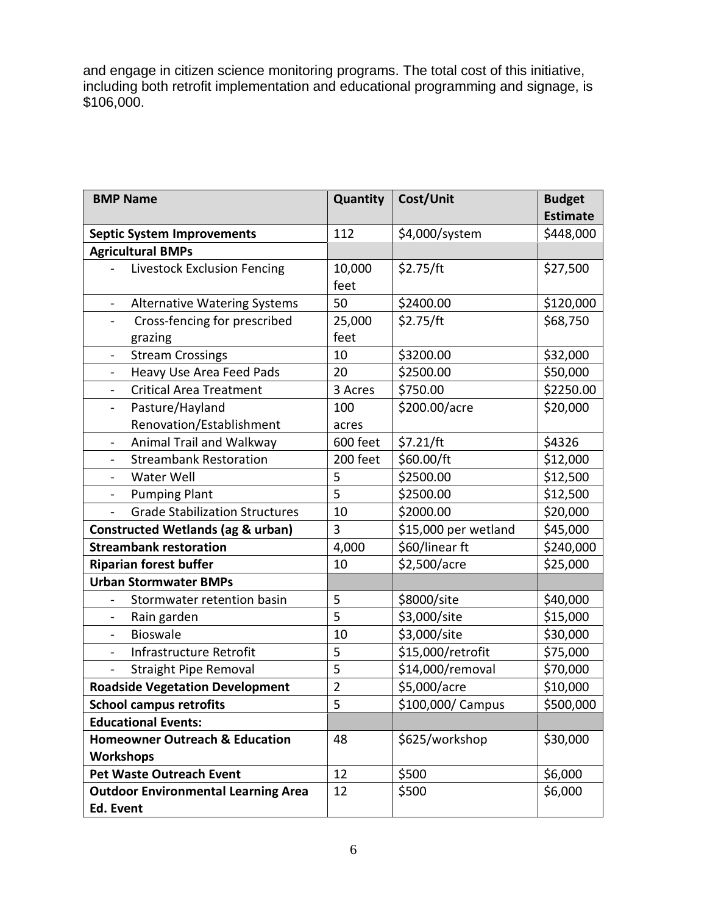and engage in citizen science monitoring programs. The total cost of this initiative, including both retrofit implementation and educational programming and signage, is $106,000.

| BMP Name | Quantity | Cost/Unit | Budget Estimate |
|---|---|---|---|
| **Septic System Improvements** | 112 | $4,000/system | $448,000 |
| **Agricultural BMPs** | | | |
| - Livestock Exclusion Fencing | 10,000 feet | $2.75/ft | $27,500 |
| - Alternative Watering Systems | 50 | $2400.00 | $120,000 |
| - Cross-fencing for prescribed grazing | 25,000 feet | $2.75/ft | $68,750 |
| - Stream Crossings | 10 | $3200.00 | $32,000 |
| - Heavy Use Area Feed Pads | 20 | $2500.00 | $50,000 |
| - Critical Area Treatment | 3 Acres | $750.00 | $2250.00 |
| - Pasture/Hayland Renovation/Establishment | 100 acres | $200.00/acre | $20,000 |
| - Animal Trail and Walkway | 600 feet | $7.21/ft | $4326 |
| - Streambank Restoration | 200 feet | $60.00/ft | $12,000 |
| - Water Well | 5 | $2500.00 | $12,500 |
| - Pumping Plant | 5 | $2500.00 | $12,500 |
| - Grade Stabilization Structures | 10 | $2000.00 | $20,000 |
| **Constructed Wetlands (ag & urban)** | 3 | $15,000 per wetland | $45,000 |
| **Streambank restoration** | 4,000 | $60/linear ft | $240,000 |
| **Riparian forest buffer** | 10 | $2,500/acre | $25,000 |
| **Urban Stormwater BMPs** | | | |
| - Stormwater retention basin | 5 | $8000/site | $40,000 |
| - Rain garden | 5 | $3,000/site | $15,000 |
| - Bioswale | 10 | $3,000/site | $30,000 |
| - Infrastructure Retrofit | 5 | $15,000/retrofit | $75,000 |
| - Straight Pipe Removal | 5 | $14,000/removal | $70,000 |
| **Roadside Vegetation Development** | 2 | $5,000/acre | $10,000 |
| **School campus retrofits** | 5 | $100,000/ Campus | $500,000 |
| **Educational Events:** | | | |
| **Homeowner Outreach & Education Workshops** | 48 | $625/workshop | $30,000 |
| **Pet Waste Outreach Event** | 12 | $500 | $6,000 |
| **Outdoor Environmental Learning Area Ed. Event** | 12 | $500 | $6,000 |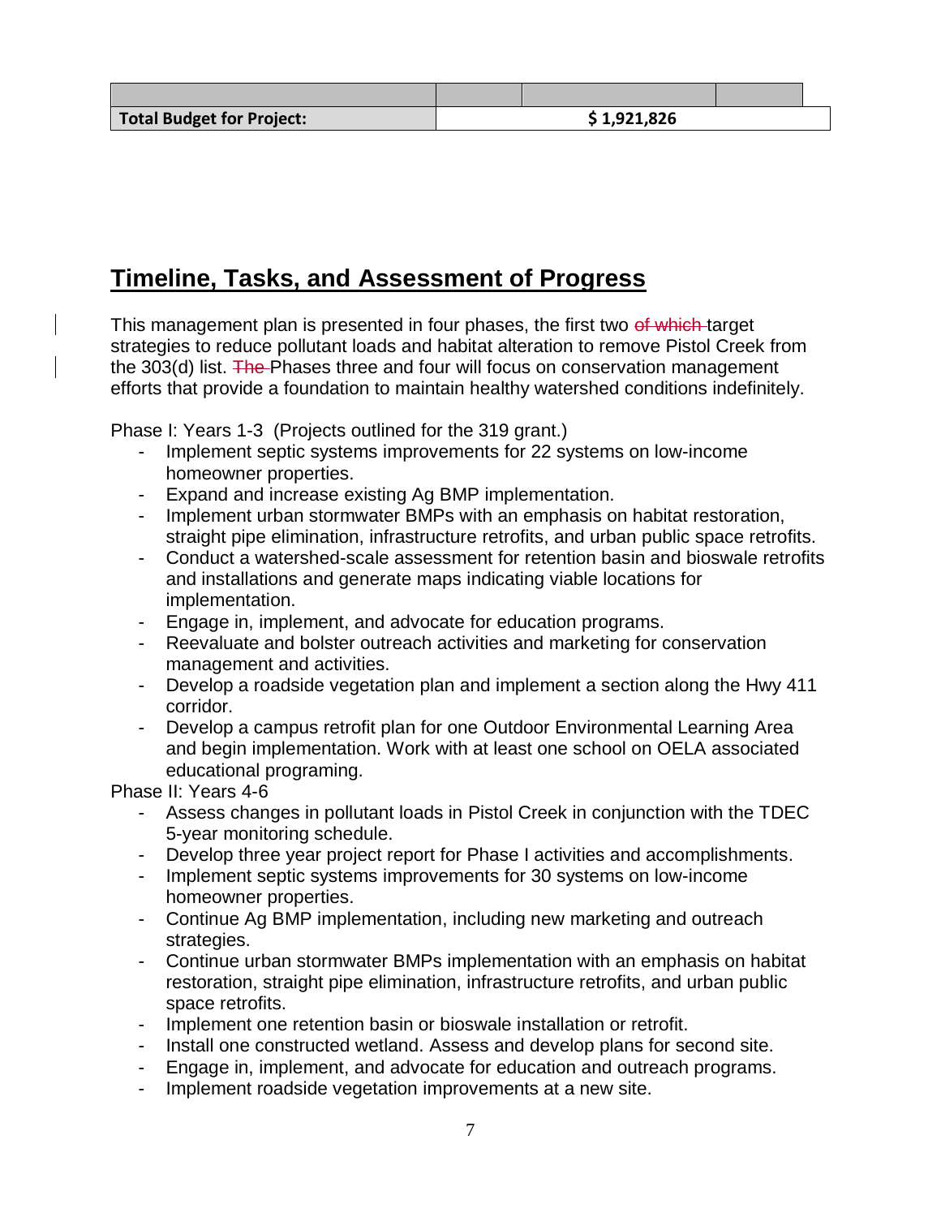| | | | |
|---|---|---|---|
| **Total Budget for Project:** | **$ 1,921,826** | | |

## Timeline, Tasks, and Assessment of Progress

This management plan is presented in four phases, the first two ~~of which~~ target strategies to reduce pollutant loads and habitat alteration to remove Pistol Creek from the 303(d) list. ~~The~~ Phases three and four will focus on conservation management efforts that provide a foundation to maintain healthy watershed conditions indefinitely.

Phase I: Years 1-3 (Projects outlined for the 319 grant.)

- Implement septic systems improvements for 22 systems on low-income homeowner properties.
- Expand and increase existing Ag BMP implementation.
- Implement urban stormwater BMPs with an emphasis on habitat restoration, straight pipe elimination, infrastructure retrofits, and urban public space retrofits.
- Conduct a watershed-scale assessment for retention basin and bioswale retrofits and installations and generate maps indicating viable locations for implementation.
- Engage in, implement, and advocate for education programs.
- Reevaluate and bolster outreach activities and marketing for conservation management and activities.
- Develop a roadside vegetation plan and implement a section along the Hwy 411 corridor.
- Develop a campus retrofit plan for one Outdoor Environmental Learning Area and begin implementation. Work with at least one school on OELA associated educational programing.

Phase II: Years 4-6

- Assess changes in pollutant loads in Pistol Creek in conjunction with the TDEC 5-year monitoring schedule.
- Develop three year project report for Phase I activities and accomplishments.
- Implement septic systems improvements for 30 systems on low-income homeowner properties.
- Continue Ag BMP implementation, including new marketing and outreach strategies.
- Continue urban stormwater BMPs implementation with an emphasis on habitat restoration, straight pipe elimination, infrastructure retrofits, and urban public space retrofits.
- Implement one retention basin or bioswale installation or retrofit.
- Install one constructed wetland. Assess and develop plans for second site.
- Engage in, implement, and advocate for education and outreach programs.
- Implement roadside vegetation improvements at a new site.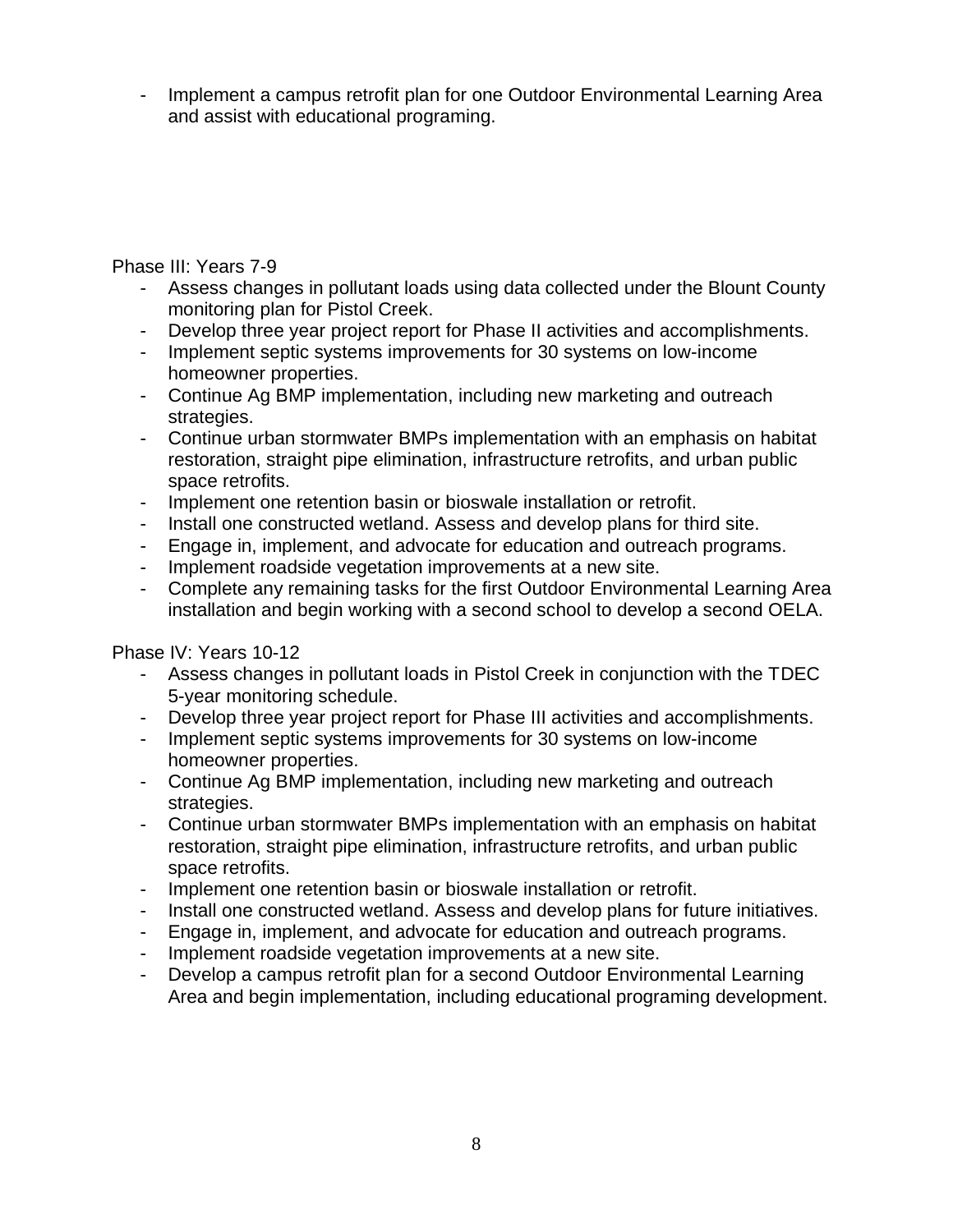- Implement a campus retrofit plan for one Outdoor Environmental Learning Area and assist with educational programing.

Phase III: Years 7-9

- Assess changes in pollutant loads using data collected under the Blount County monitoring plan for Pistol Creek.
- Develop three year project report for Phase II activities and accomplishments.
- Implement septic systems improvements for 30 systems on low-income homeowner properties.
- Continue Ag BMP implementation, including new marketing and outreach strategies.
- Continue urban stormwater BMPs implementation with an emphasis on habitat restoration, straight pipe elimination, infrastructure retrofits, and urban public space retrofits.
- Implement one retention basin or bioswale installation or retrofit.
- Install one constructed wetland. Assess and develop plans for third site.
- Engage in, implement, and advocate for education and outreach programs.
- Implement roadside vegetation improvements at a new site.
- Complete any remaining tasks for the first Outdoor Environmental Learning Area installation and begin working with a second school to develop a second OELA.

Phase IV: Years 10-12

- Assess changes in pollutant loads in Pistol Creek in conjunction with the TDEC 5-year monitoring schedule.
- Develop three year project report for Phase III activities and accomplishments.
- Implement septic systems improvements for 30 systems on low-income homeowner properties.
- Continue Ag BMP implementation, including new marketing and outreach strategies.
- Continue urban stormwater BMPs implementation with an emphasis on habitat restoration, straight pipe elimination, infrastructure retrofits, and urban public space retrofits.
- Implement one retention basin or bioswale installation or retrofit.
- Install one constructed wetland. Assess and develop plans for future initiatives.
- Engage in, implement, and advocate for education and outreach programs.
- Implement roadside vegetation improvements at a new site.
- Develop a campus retrofit plan for a second Outdoor Environmental Learning Area and begin implementation, including educational programing development.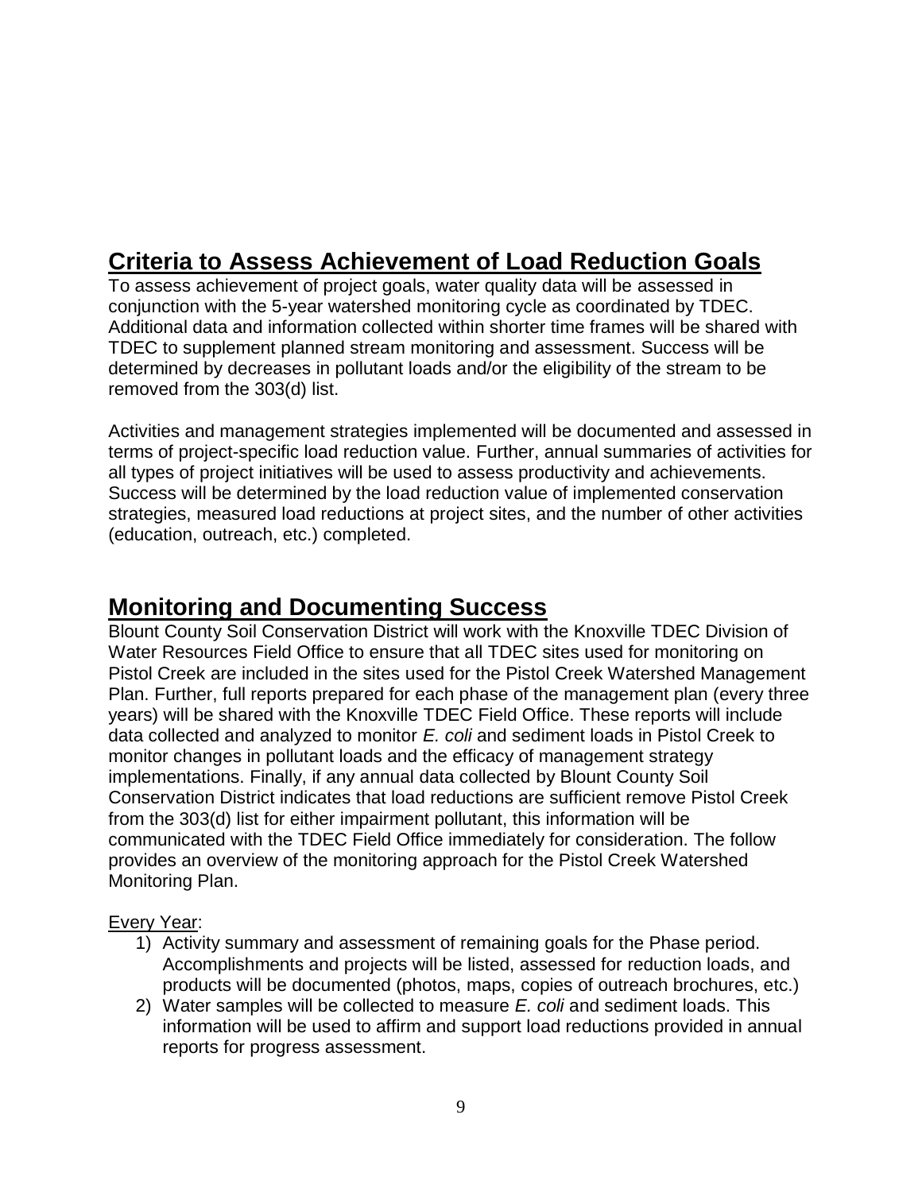## Criteria to Assess Achievement of Load Reduction Goals

To assess achievement of project goals, water quality data will be assessed in conjunction with the 5-year watershed monitoring cycle as coordinated by TDEC. Additional data and information collected within shorter time frames will be shared with TDEC to supplement planned stream monitoring and assessment. Success will be determined by decreases in pollutant loads and/or the eligibility of the stream to be removed from the 303(d) list.

Activities and management strategies implemented will be documented and assessed in terms of project-specific load reduction value. Further, annual summaries of activities for all types of project initiatives will be used to assess productivity and achievements. Success will be determined by the load reduction value of implemented conservation strategies, measured load reductions at project sites, and the number of other activities (education, outreach, etc.) completed.

## Monitoring and Documenting Success

Blount County Soil Conservation District will work with the Knoxville TDEC Division of Water Resources Field Office to ensure that all TDEC sites used for monitoring on Pistol Creek are included in the sites used for the Pistol Creek Watershed Management Plan. Further, full reports prepared for each phase of the management plan (every three years) will be shared with the Knoxville TDEC Field Office. These reports will include data collected and analyzed to monitor *E. coli* and sediment loads in Pistol Creek to monitor changes in pollutant loads and the efficacy of management strategy implementations. Finally, if any annual data collected by Blount County Soil Conservation District indicates that load reductions are sufficient remove Pistol Creek from the 303(d) list for either impairment pollutant, this information will be communicated with the TDEC Field Office immediately for consideration. The follow provides an overview of the monitoring approach for the Pistol Creek Watershed Monitoring Plan.

Every Year:

1) Activity summary and assessment of remaining goals for the Phase period. Accomplishments and projects will be listed, assessed for reduction loads, and products will be documented (photos, maps, copies of outreach brochures, etc.)
2) Water samples will be collected to measure *E. coli* and sediment loads. This information will be used to affirm and support load reductions provided in annual reports for progress assessment.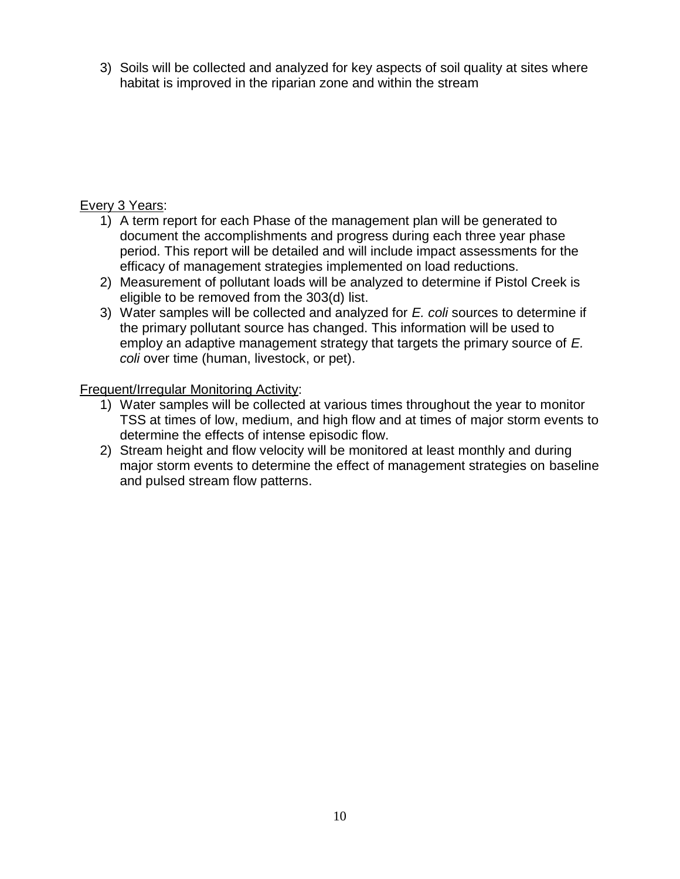3) Soils will be collected and analyzed for key aspects of soil quality at sites where habitat is improved in the riparian zone and within the stream

Every 3 Years:

1) A term report for each Phase of the management plan will be generated to document the accomplishments and progress during each three year phase period. This report will be detailed and will include impact assessments for the efficacy of management strategies implemented on load reductions.
2) Measurement of pollutant loads will be analyzed to determine if Pistol Creek is eligible to be removed from the 303(d) list.
3) Water samples will be collected and analyzed for *E. coli* sources to determine if the primary pollutant source has changed. This information will be used to employ an adaptive management strategy that targets the primary source of *E. coli* over time (human, livestock, or pet).

Frequent/Irregular Monitoring Activity:

1) Water samples will be collected at various times throughout the year to monitor TSS at times of low, medium, and high flow and at times of major storm events to determine the effects of intense episodic flow.
2) Stream height and flow velocity will be monitored at least monthly and during major storm events to determine the effect of management strategies on baseline and pulsed stream flow patterns.